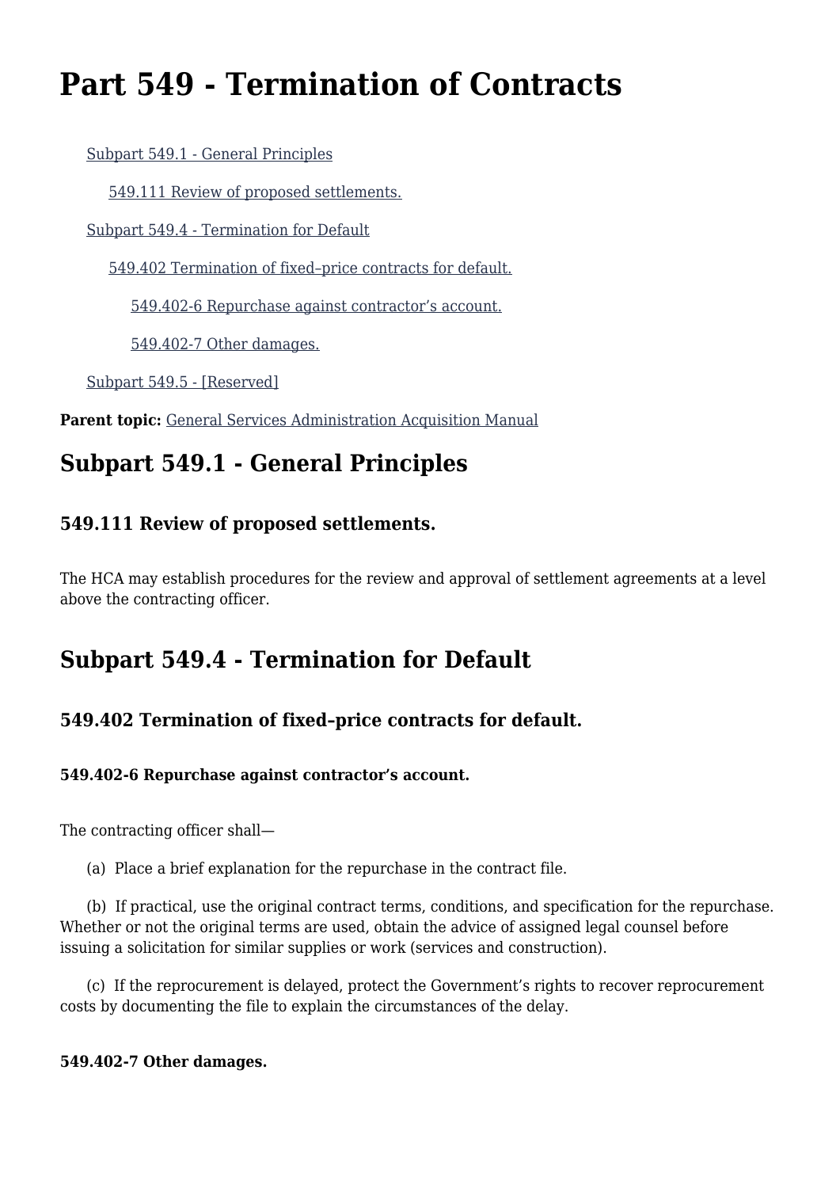# Part 549 - Termination of Contracts

- Subpart 549.1 - General Principles
  - 549.111 Review of proposed settlements.
- Subpart 549.4 - Termination for Default
  - 549.402 Termination of fixed–price contracts for default.
    - 549.402-6 Repurchase against contractor's account.
    - 549.402-7 Other damages.
- Subpart 549.5 - [Reserved]

**Parent topic:** General Services Administration Acquisition Manual

## Subpart 549.1 - General Principles

### 549.111 Review of proposed settlements.

The HCA may establish procedures for the review and approval of settlement agreements at a level above the contracting officer.

## Subpart 549.4 - Termination for Default

### 549.402 Termination of fixed–price contracts for default.

#### 549.402-6 Repurchase against contractor's account.

The contracting officer shall—

(a) Place a brief explanation for the repurchase in the contract file.

(b) If practical, use the original contract terms, conditions, and specification for the repurchase. Whether or not the original terms are used, obtain the advice of assigned legal counsel before issuing a solicitation for similar supplies or work (services and construction).

(c) If the reprocurement is delayed, protect the Government's rights to recover reprocurement costs by documenting the file to explain the circumstances of the delay.

#### 549.402-7 Other damages.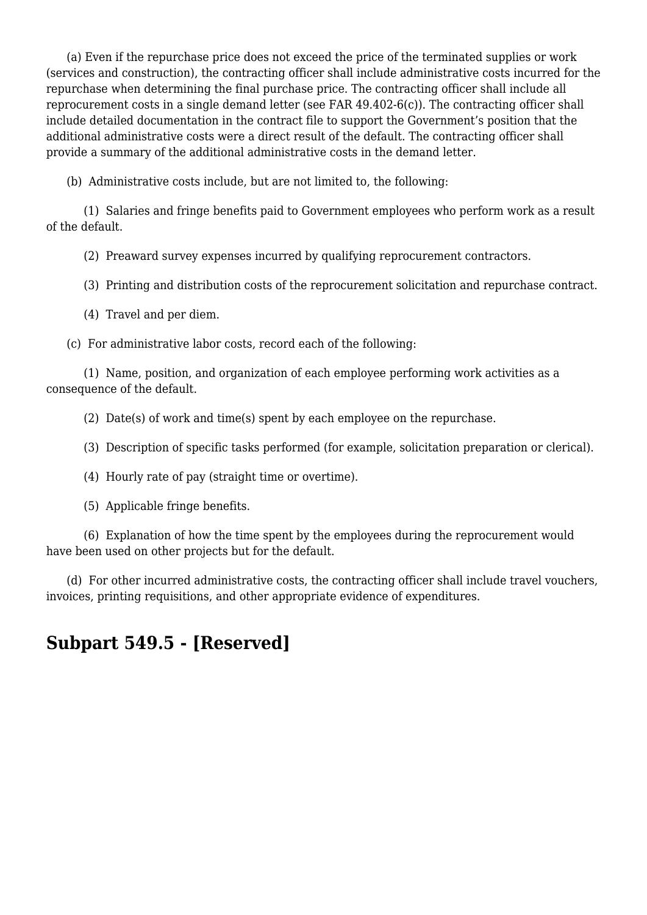(a) Even if the repurchase price does not exceed the price of the terminated supplies or work (services and construction), the contracting officer shall include administrative costs incurred for the repurchase when determining the final purchase price. The contracting officer shall include all reprocurement costs in a single demand letter (see FAR 49.402-6(c)). The contracting officer shall include detailed documentation in the contract file to support the Government's position that the additional administrative costs were a direct result of the default. The contracting officer shall provide a summary of the additional administrative costs in the demand letter.

(b) Administrative costs include, but are not limited to, the following:

(1) Salaries and fringe benefits paid to Government employees who perform work as a result of the default.

(2) Preaward survey expenses incurred by qualifying reprocurement contractors.

(3) Printing and distribution costs of the reprocurement solicitation and repurchase contract.

(4) Travel and per diem.

(c) For administrative labor costs, record each of the following:

(1) Name, position, and organization of each employee performing work activities as a consequence of the default.

(2) Date(s) of work and time(s) spent by each employee on the repurchase.

(3) Description of specific tasks performed (for example, solicitation preparation or clerical).

(4) Hourly rate of pay (straight time or overtime).

(5) Applicable fringe benefits.

(6) Explanation of how the time spent by the employees during the reprocurement would have been used on other projects but for the default.

(d) For other incurred administrative costs, the contracting officer shall include travel vouchers, invoices, printing requisitions, and other appropriate evidence of expenditures.

## Subpart 549.5 - [Reserved]